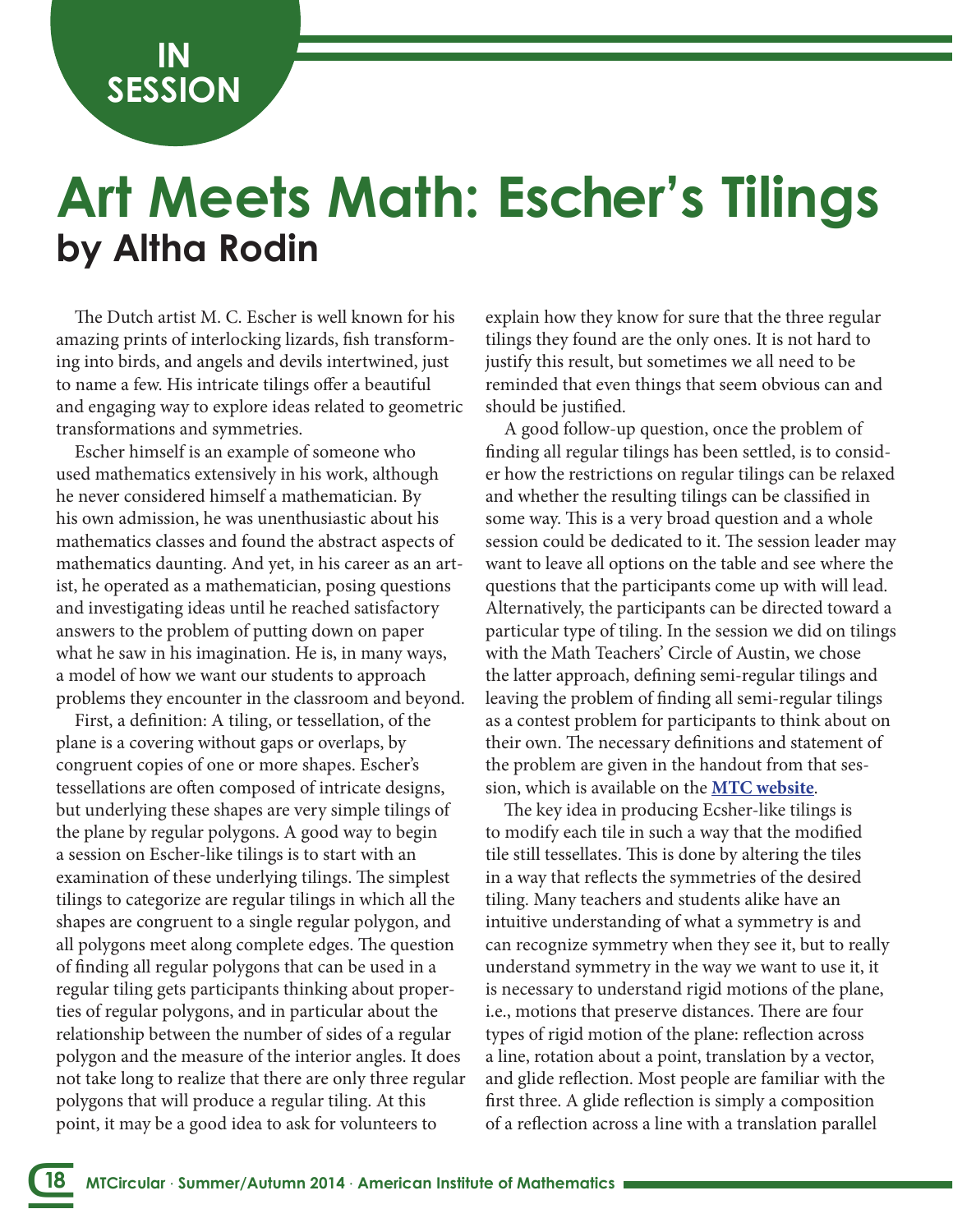IN SESSION

# Art Meets Math: Escher's Tilings

## by Altha Rodin

The Dutch artist M. C. Escher is well known for his amazing prints of interlocking lizards, fish transforming into birds, and angels and devils intertwined, just to name a few. His intricate tilings offer a beautiful and engaging way to explore ideas related to geometric transformations and symmetries.

Escher himself is an example of someone who used mathematics extensively in his work, although he never considered himself a mathematician. By his own admission, he was unenthusiastic about his mathematics classes and found the abstract aspects of mathematics daunting. And yet, in his career as an artist, he operated as a mathematician, posing questions and investigating ideas until he reached satisfactory answers to the problem of putting down on paper what he saw in his imagination. He is, in many ways, a model of how we want our students to approach problems they encounter in the classroom and beyond.

First, a definition: A tiling, or tessellation, of the plane is a covering without gaps or overlaps, by congruent copies of one or more shapes. Escher's tessellations are often composed of intricate designs, but underlying these shapes are very simple tilings of the plane by regular polygons. A good way to begin a session on Escher-like tilings is to start with an examination of these underlying tilings. The simplest tilings to categorize are regular tilings in which all the shapes are congruent to a single regular polygon, and all polygons meet along complete edges. The question of finding all regular polygons that can be used in a regular tiling gets participants thinking about properties of regular polygons, and in particular about the relationship between the number of sides of a regular polygon and the measure of the interior angles. It does not take long to realize that there are only three regular polygons that will produce a regular tiling. At this point, it may be a good idea to ask for volunteers to explain how they know for sure that the three regular tilings they found are the only ones. It is not hard to justify this result, but sometimes we all need to be reminded that even things that seem obvious can and should be justified.

A good follow-up question, once the problem of finding all regular tilings has been settled, is to consider how the restrictions on regular tilings can be relaxed and whether the resulting tilings can be classified in some way. This is a very broad question and a whole session could be dedicated to it. The session leader may want to leave all options on the table and see where the questions that the participants come up with will lead. Alternatively, the participants can be directed toward a particular type of tiling. In the session we did on tilings with the Math Teachers' Circle of Austin, we chose the latter approach, defining semi-regular tilings and leaving the problem of finding all semi-regular tilings as a contest problem for participants to think about on their own. The necessary definitions and statement of the problem are given in the handout from that session, which is available on the **MTC website**.

The key idea in producing Ecsher-like tilings is to modify each tile in such a way that the modified tile still tessellates. This is done by altering the tiles in a way that reflects the symmetries of the desired tiling. Many teachers and students alike have an intuitive understanding of what a symmetry is and can recognize symmetry when they see it, but to really understand symmetry in the way we want to use it, it is necessary to understand rigid motions of the plane, i.e., motions that preserve distances. There are four types of rigid motion of the plane: reflection across a line, rotation about a point, translation by a vector, and glide reflection. Most people are familiar with the first three. A glide reflection is simply a composition of a reflection across a line with a translation parallel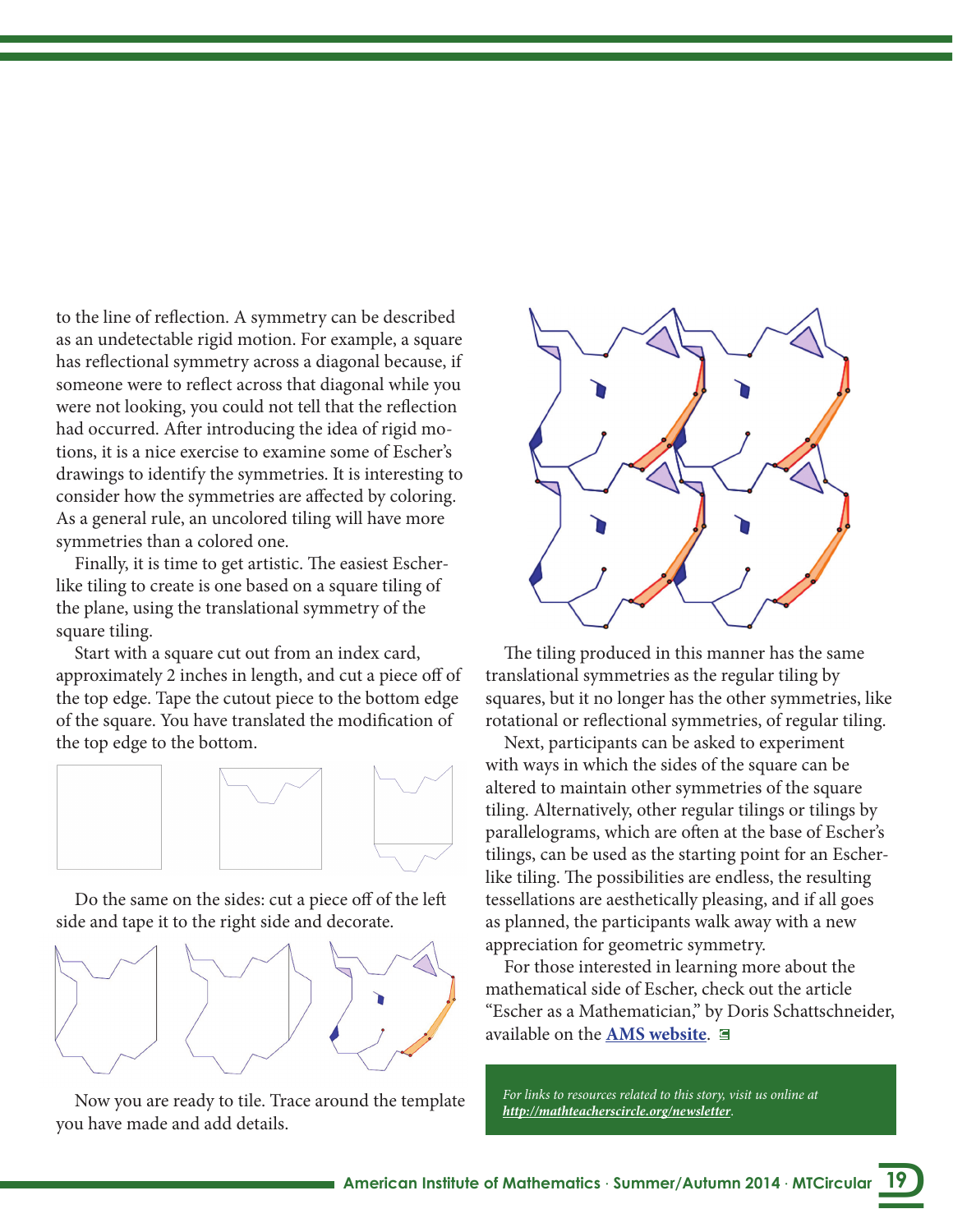to the line of reflection. A symmetry can be described as an undetectable rigid motion. For example, a square has reflectional symmetry across a diagonal because, if someone were to reflect across that diagonal while you were not looking, you could not tell that the reflection had occurred. After introducing the idea of rigid motions, it is a nice exercise to examine some of Escher's drawings to identify the symmetries. It is interesting to consider how the symmetries are affected by coloring. As a general rule, an uncolored tiling will have more symmetries than a colored one.

Finally, it is time to get artistic. The easiest Escher-like tiling to create is one based on a square tiling of the plane, using the translational symmetry of the square tiling.

Start with a square cut out from an index card, approximately 2 inches in length, and cut a piece off of the top edge. Tape the cutout piece to the bottom edge of the square. You have translated the modification of the top edge to the bottom.

Do the same on the sides: cut a piece off of the left side and tape it to the right side and decorate.

Now you are ready to tile. Trace around the template you have made and add details.

The tiling produced in this manner has the same translational symmetries as the regular tiling by squares, but it no longer has the other symmetries, like rotational or reflectional symmetries, of regular tiling.

Next, participants can be asked to experiment with ways in which the sides of the square can be altered to maintain other symmetries of the square tiling. Alternatively, other regular tilings or tilings by parallelograms, which are often at the base of Escher's tilings, can be used as the starting point for an Escher-like tiling. The possibilities are endless, the resulting tessellations are aesthetically pleasing, and if all goes as planned, the participants walk away with a new appreciation for geometric symmetry.

For those interested in learning more about the mathematical side of Escher, check out the article "Escher as a Mathematician," by Doris Schattschneider, available on the **AMS website**.

*For links to resources related to this story, visit us online at* ***http://mathteacherscircle.org/newsletter****.*